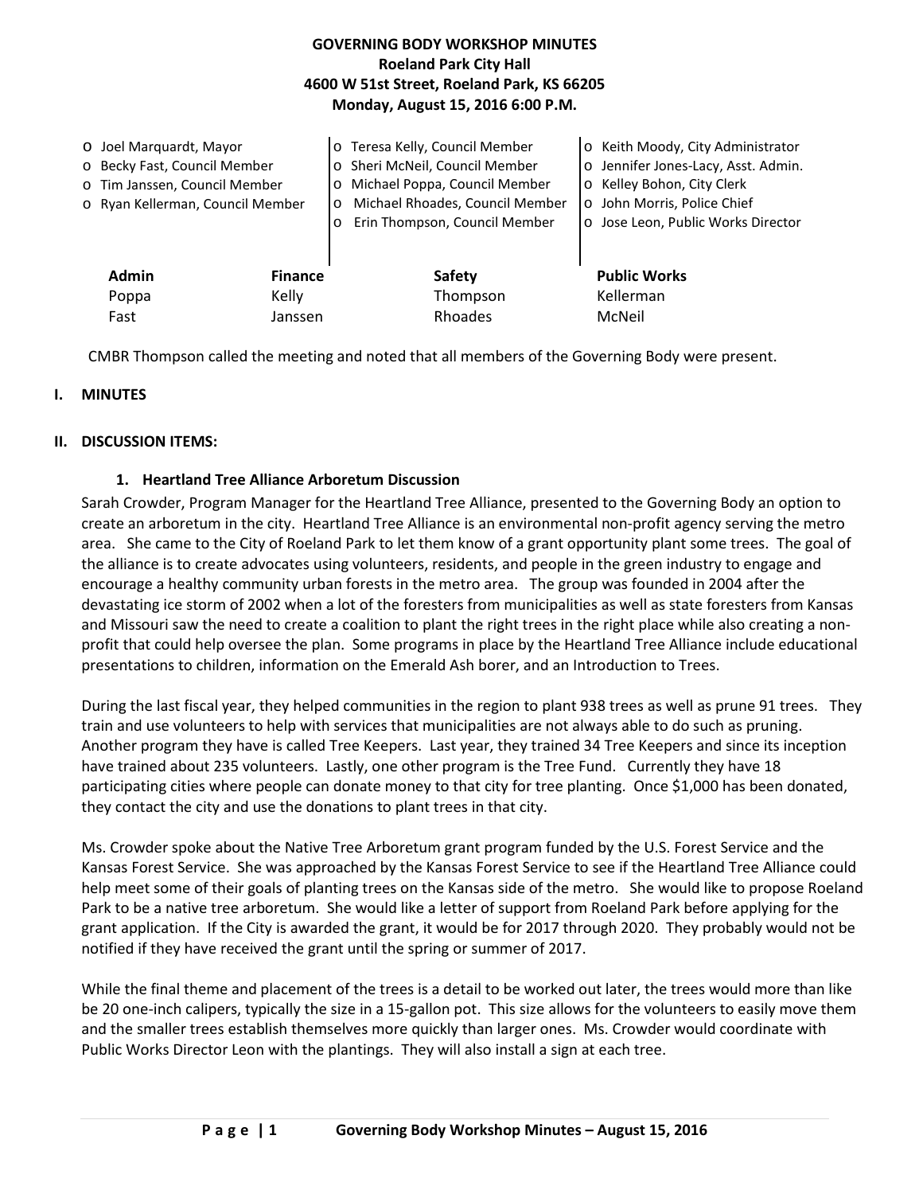# GOVERNING BODY WORKSHOP MINUTES
**Roeland Park City Hall**
**4600 W 51st Street, Roeland Park, KS 66205**
**Monday, August 15, 2016 6:00 P.M.**

- Joel Marquardt, Mayor
- Becky Fast, Council Member
- Tim Janssen, Council Member
- Ryan Kellerman, Council Member
- Teresa Kelly, Council Member
- Sheri McNeil, Council Member
- Michael Poppa, Council Member
- Michael Rhoades, Council Member
- Erin Thompson, Council Member
- Keith Moody, City Administrator
- Jennifer Jones-Lacy, Asst. Admin.
- Kelley Bohon, City Clerk
- John Morris, Police Chief
- Jose Leon, Public Works Director

| Admin | Finance | Safety | Public Works |
|---|---|---|---|
| Poppa | Kelly | Thompson | Kellerman |
| Fast | Janssen | Rhoades | McNeil |

CMBR Thompson called the meeting and noted that all members of the Governing Body were present.

## I. MINUTES

## II. DISCUSSION ITEMS:

### 1. Heartland Tree Alliance Arboretum Discussion

Sarah Crowder, Program Manager for the Heartland Tree Alliance, presented to the Governing Body an option to create an arboretum in the city. Heartland Tree Alliance is an environmental non-profit agency serving the metro area. She came to the City of Roeland Park to let them know of a grant opportunity plant some trees. The goal of the alliance is to create advocates using volunteers, residents, and people in the green industry to engage and encourage a healthy community urban forests in the metro area. The group was founded in 2004 after the devastating ice storm of 2002 when a lot of the foresters from municipalities as well as state foresters from Kansas and Missouri saw the need to create a coalition to plant the right trees in the right place while also creating a non-profit that could help oversee the plan. Some programs in place by the Heartland Tree Alliance include educational presentations to children, information on the Emerald Ash borer, and an Introduction to Trees.

During the last fiscal year, they helped communities in the region to plant 938 trees as well as prune 91 trees. They train and use volunteers to help with services that municipalities are not always able to do such as pruning. Another program they have is called Tree Keepers. Last year, they trained 34 Tree Keepers and since its inception have trained about 235 volunteers. Lastly, one other program is the Tree Fund. Currently they have 18 participating cities where people can donate money to that city for tree planting. Once $1,000 has been donated, they contact the city and use the donations to plant trees in that city.

Ms. Crowder spoke about the Native Tree Arboretum grant program funded by the U.S. Forest Service and the Kansas Forest Service. She was approached by the Kansas Forest Service to see if the Heartland Tree Alliance could help meet some of their goals of planting trees on the Kansas side of the metro. She would like to propose Roeland Park to be a native tree arboretum. She would like a letter of support from Roeland Park before applying for the grant application. If the City is awarded the grant, it would be for 2017 through 2020. They probably would not be notified if they have received the grant until the spring or summer of 2017.

While the final theme and placement of the trees is a detail to be worked out later, the trees would more than like be 20 one-inch calipers, typically the size in a 15-gallon pot. This size allows for the volunteers to easily move them and the smaller trees establish themselves more quickly than larger ones. Ms. Crowder would coordinate with Public Works Director Leon with the plantings. They will also install a sign at each tree.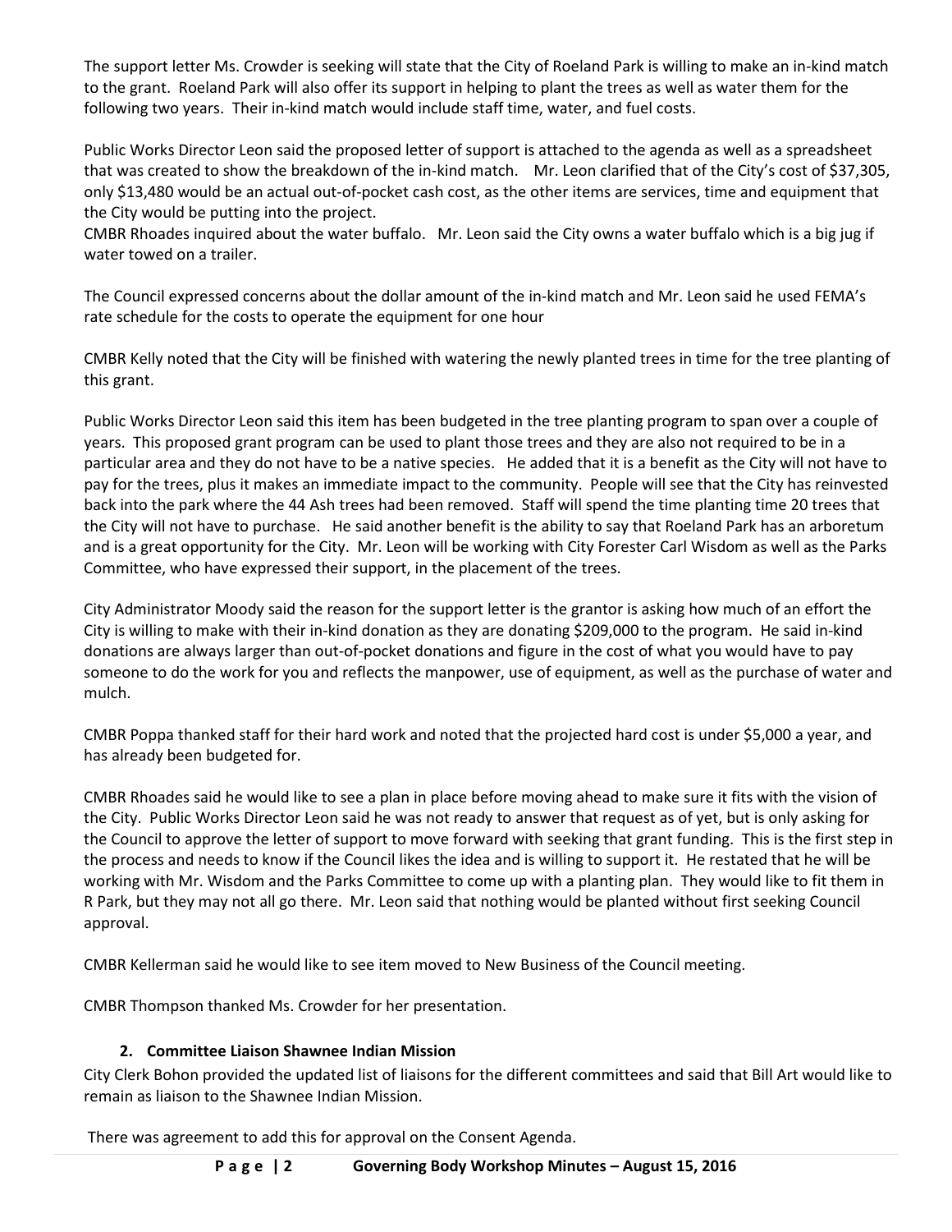The support letter Ms. Crowder is seeking will state that the City of Roeland Park is willing to make an in-kind match to the grant. Roeland Park will also offer its support in helping to plant the trees as well as water them for the following two years. Their in-kind match would include staff time, water, and fuel costs.

Public Works Director Leon said the proposed letter of support is attached to the agenda as well as a spreadsheet that was created to show the breakdown of the in-kind match. Mr. Leon clarified that of the City's cost of $37,305, only $13,480 would be an actual out-of-pocket cash cost, as the other items are services, time and equipment that the City would be putting into the project.
CMBR Rhoades inquired about the water buffalo. Mr. Leon said the City owns a water buffalo which is a big jug if water towed on a trailer.

The Council expressed concerns about the dollar amount of the in-kind match and Mr. Leon said he used FEMA's rate schedule for the costs to operate the equipment for one hour

CMBR Kelly noted that the City will be finished with watering the newly planted trees in time for the tree planting of this grant.

Public Works Director Leon said this item has been budgeted in the tree planting program to span over a couple of years. This proposed grant program can be used to plant those trees and they are also not required to be in a particular area and they do not have to be a native species. He added that it is a benefit as the City will not have to pay for the trees, plus it makes an immediate impact to the community. People will see that the City has reinvested back into the park where the 44 Ash trees had been removed. Staff will spend the time planting time 20 trees that the City will not have to purchase. He said another benefit is the ability to say that Roeland Park has an arboretum and is a great opportunity for the City. Mr. Leon will be working with City Forester Carl Wisdom as well as the Parks Committee, who have expressed their support, in the placement of the trees.

City Administrator Moody said the reason for the support letter is the grantor is asking how much of an effort the City is willing to make with their in-kind donation as they are donating $209,000 to the program. He said in-kind donations are always larger than out-of-pocket donations and figure in the cost of what you would have to pay someone to do the work for you and reflects the manpower, use of equipment, as well as the purchase of water and mulch.

CMBR Poppa thanked staff for their hard work and noted that the projected hard cost is under $5,000 a year, and has already been budgeted for.

CMBR Rhoades said he would like to see a plan in place before moving ahead to make sure it fits with the vision of the City. Public Works Director Leon said he was not ready to answer that request as of yet, but is only asking for the Council to approve the letter of support to move forward with seeking that grant funding. This is the first step in the process and needs to know if the Council likes the idea and is willing to support it. He restated that he will be working with Mr. Wisdom and the Parks Committee to come up with a planting plan. They would like to fit them in R Park, but they may not all go there. Mr. Leon said that nothing would be planted without first seeking Council approval.

CMBR Kellerman said he would like to see item moved to New Business of the Council meeting.

CMBR Thompson thanked Ms. Crowder for her presentation.

**2. Committee Liaison Shawnee Indian Mission**

City Clerk Bohon provided the updated list of liaisons for the different committees and said that Bill Art would like to remain as liaison to the Shawnee Indian Mission.

There was agreement to add this for approval on the Consent Agenda.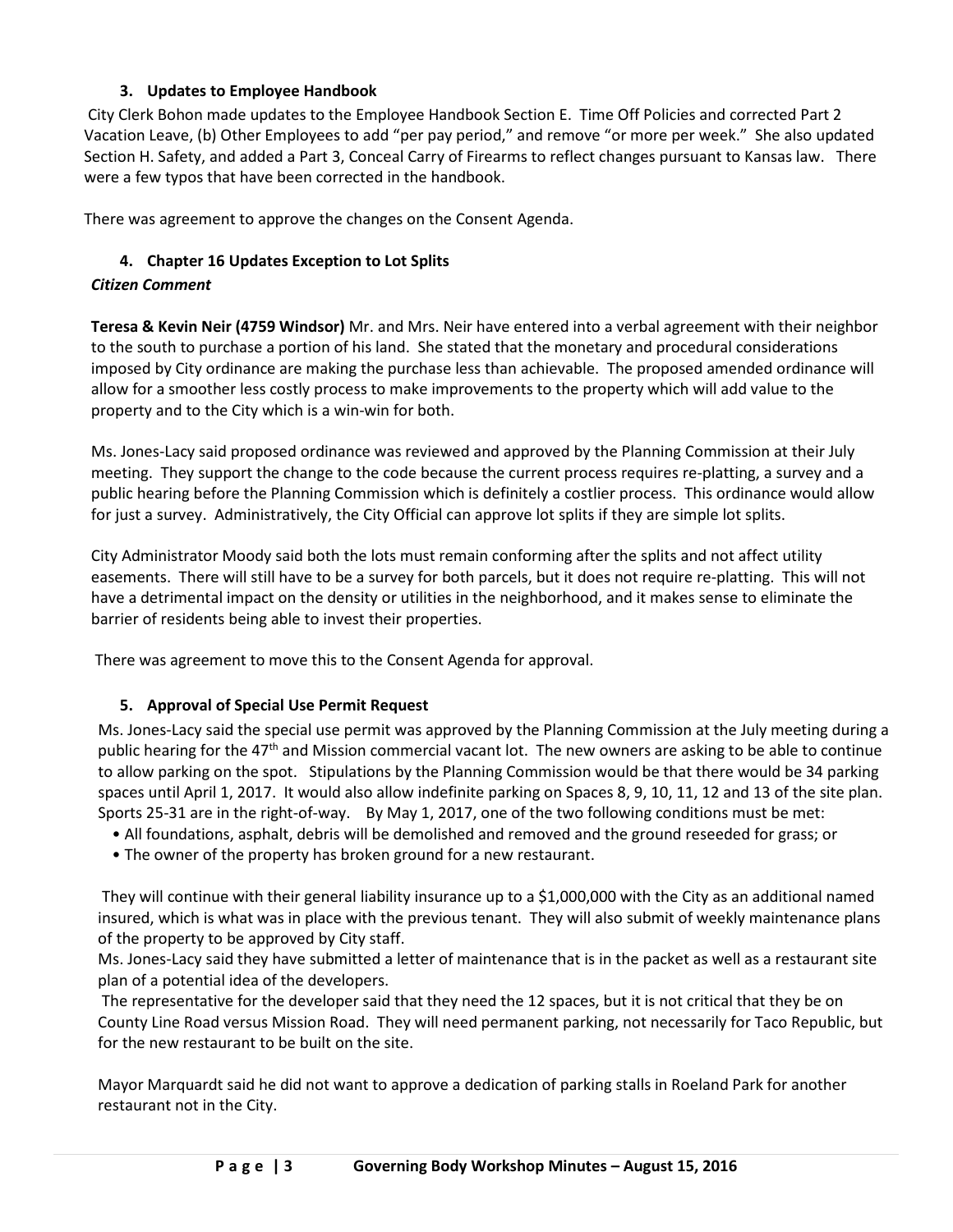### 3. Updates to Employee Handbook

City Clerk Bohon made updates to the Employee Handbook Section E. Time Off Policies and corrected Part 2 Vacation Leave, (b) Other Employees to add "per pay period," and remove "or more per week." She also updated Section H. Safety, and added a Part 3, Conceal Carry of Firearms to reflect changes pursuant to Kansas law. There were a few typos that have been corrected in the handbook.

There was agreement to approve the changes on the Consent Agenda.

### 4. Chapter 16 Updates Exception to Lot Splits

***Citizen Comment***

**Teresa & Kevin Neir (4759 Windsor)** Mr. and Mrs. Neir have entered into a verbal agreement with their neighbor to the south to purchase a portion of his land. She stated that the monetary and procedural considerations imposed by City ordinance are making the purchase less than achievable. The proposed amended ordinance will allow for a smoother less costly process to make improvements to the property which will add value to the property and to the City which is a win-win for both.

Ms. Jones-Lacy said proposed ordinance was reviewed and approved by the Planning Commission at their July meeting. They support the change to the code because the current process requires re-platting, a survey and a public hearing before the Planning Commission which is definitely a costlier process. This ordinance would allow for just a survey. Administratively, the City Official can approve lot splits if they are simple lot splits.

City Administrator Moody said both the lots must remain conforming after the splits and not affect utility easements. There will still have to be a survey for both parcels, but it does not require re-platting. This will not have a detrimental impact on the density or utilities in the neighborhood, and it makes sense to eliminate the barrier of residents being able to invest their properties.

There was agreement to move this to the Consent Agenda for approval.

### 5. Approval of Special Use Permit Request

Ms. Jones-Lacy said the special use permit was approved by the Planning Commission at the July meeting during a public hearing for the 47th and Mission commercial vacant lot. The new owners are asking to be able to continue to allow parking on the spot. Stipulations by the Planning Commission would be that there would be 34 parking spaces until April 1, 2017. It would also allow indefinite parking on Spaces 8, 9, 10, 11, 12 and 13 of the site plan. Sports 25-31 are in the right-of-way. By May 1, 2017, one of the two following conditions must be met:

- All foundations, asphalt, debris will be demolished and removed and the ground reseeded for grass; or
- The owner of the property has broken ground for a new restaurant.

They will continue with their general liability insurance up to a $1,000,000 with the City as an additional named insured, which is what was in place with the previous tenant. They will also submit of weekly maintenance plans of the property to be approved by City staff.

Ms. Jones-Lacy said they have submitted a letter of maintenance that is in the packet as well as a restaurant site plan of a potential idea of the developers.

The representative for the developer said that they need the 12 spaces, but it is not critical that they be on County Line Road versus Mission Road. They will need permanent parking, not necessarily for Taco Republic, but for the new restaurant to be built on the site.

Mayor Marquardt said he did not want to approve a dedication of parking stalls in Roeland Park for another restaurant not in the City.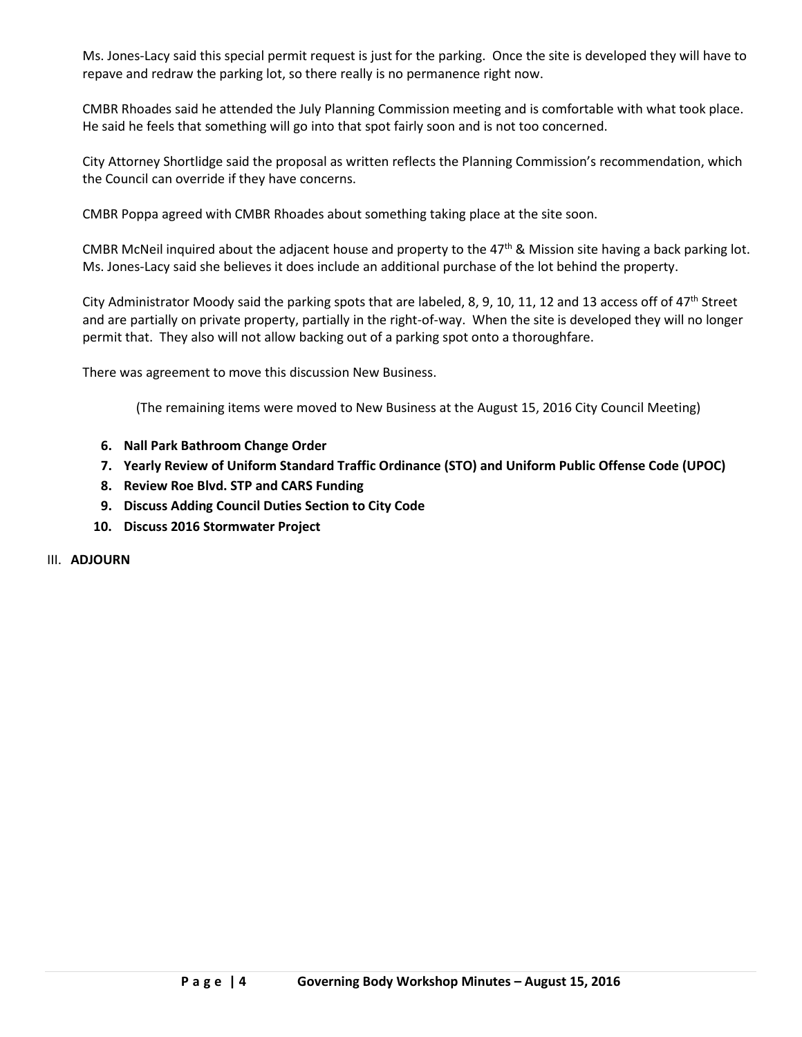Ms. Jones-Lacy said this special permit request is just for the parking. Once the site is developed they will have to repave and redraw the parking lot, so there really is no permanence right now.

CMBR Rhoades said he attended the July Planning Commission meeting and is comfortable with what took place. He said he feels that something will go into that spot fairly soon and is not too concerned.

City Attorney Shortlidge said the proposal as written reflects the Planning Commission's recommendation, which the Council can override if they have concerns.

CMBR Poppa agreed with CMBR Rhoades about something taking place at the site soon.

CMBR McNeil inquired about the adjacent house and property to the 47th & Mission site having a back parking lot. Ms. Jones-Lacy said she believes it does include an additional purchase of the lot behind the property.

City Administrator Moody said the parking spots that are labeled, 8, 9, 10, 11, 12 and 13 access off of 47th Street and are partially on private property, partially in the right-of-way. When the site is developed they will no longer permit that. They also will not allow backing out of a parking spot onto a thoroughfare.

There was agreement to move this discussion New Business.

(The remaining items were moved to New Business at the August 15, 2016 City Council Meeting)

6. **Nall Park Bathroom Change Order**
7. **Yearly Review of Uniform Standard Traffic Ordinance (STO) and Uniform Public Offense Code (UPOC)**
8. **Review Roe Blvd. STP and CARS Funding**
9. **Discuss Adding Council Duties Section to City Code**
10. **Discuss 2016 Stormwater Project**

III. **ADJOURN**